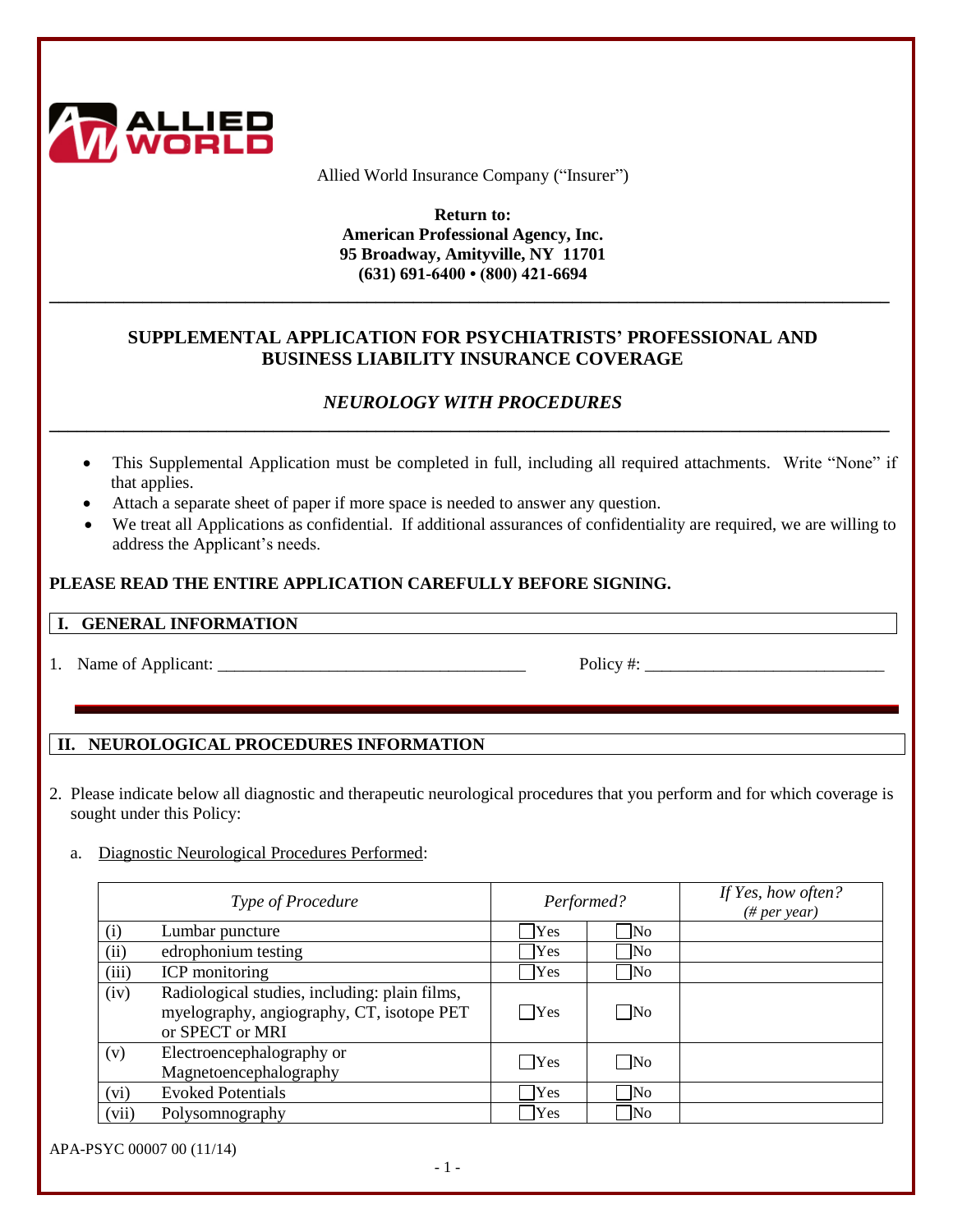Allied World Insurance Company (“Insurer”)

**Return to:**
**American Professional Agency, Inc.**
**95 Broadway, Amityville, NY 11701**
**(631) 691-6400 • (800) 421-6694**

---

## SUPPLEMENTAL APPLICATION FOR PSYCHIATRISTS’ PROFESSIONAL AND BUSINESS LIABILITY INSURANCE COVERAGE

### *NEUROLOGY WITH PROCEDURES*

---

- This Supplemental Application must be completed in full, including all required attachments. Write “None” if that applies.
- Attach a separate sheet of paper if more space is needed to answer any question.
- We treat all Applications as confidential. If additional assurances of confidentiality are required, we are willing to address the Applicant’s needs.

**PLEASE READ THE ENTIRE APPLICATION CAREFULLY BEFORE SIGNING.**

### I. GENERAL INFORMATION

1. Name of Applicant: ____________________________________ Policy #: ____________________________

### II. NEUROLOGICAL PROCEDURES INFORMATION

2. Please indicate below all diagnostic and therapeutic neurological procedures that you perform and for which coverage is sought under this Policy:

   a. Diagnostic Neurological Procedures Performed:

| | *Type of Procedure* | *Performed?* | | *If Yes, how often? (# per year)* |
|---|---|---|---|---|
| (i) | Lumbar puncture | ☐Yes | ☐No | |
| (ii) | edrophonium testing | ☐Yes | ☐No | |
| (iii) | ICP monitoring | ☐Yes | ☐No | |
| (iv) | Radiological studies, including: plain films, myelography, angiography, CT, isotope PET or SPECT or MRI | ☐Yes | ☐No | |
| (v) | Electroencephalography or Magnetoencephalography | ☐Yes | ☐No | |
| (vi) | Evoked Potentials | ☐Yes | ☐No | |
| (vii) | Polysomnography | ☐Yes | ☐No | |

APA-PSYC 00007 00 (11/14)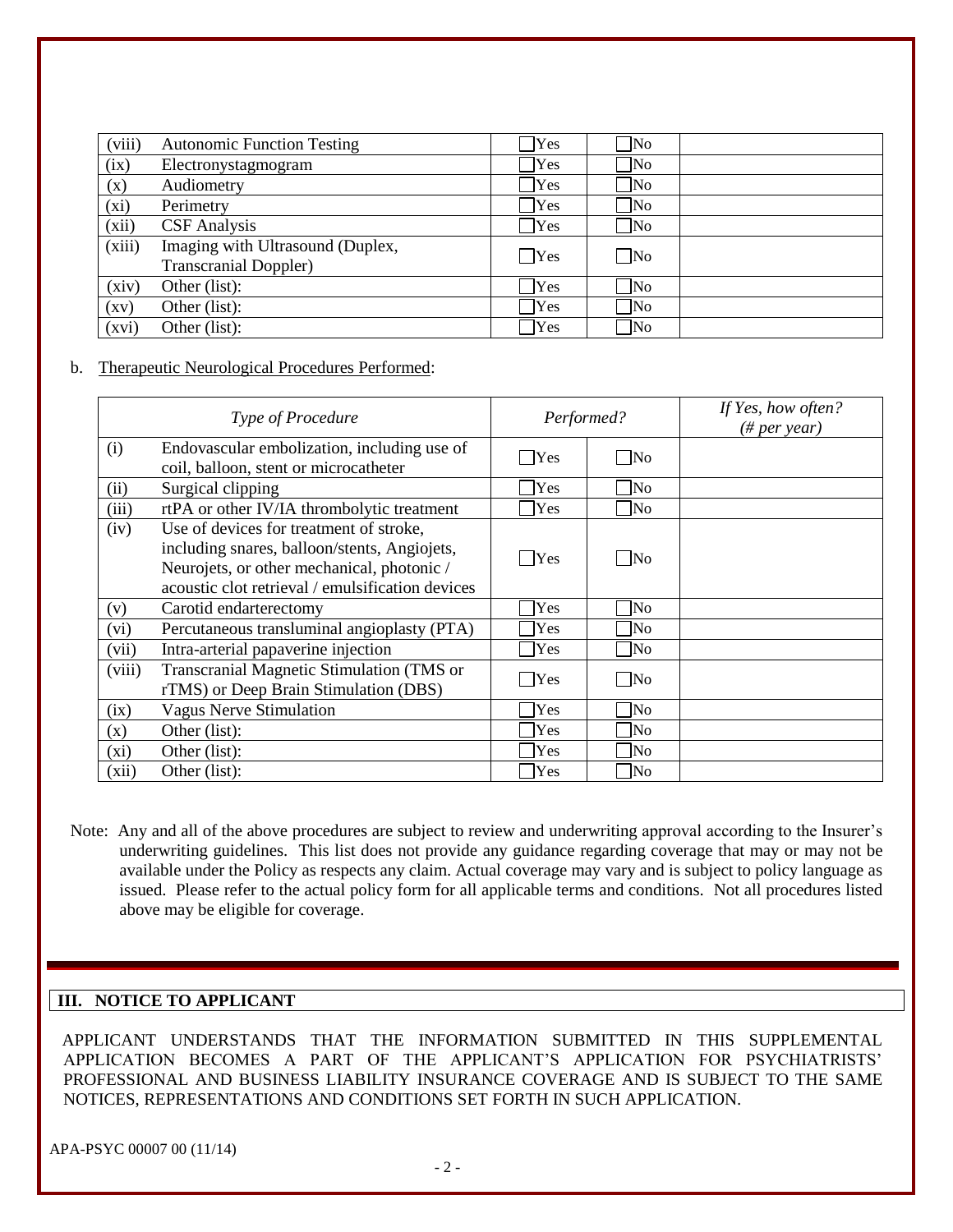| | | | | |
|---|---|---|---|---|
| (viii) | Autonomic Function Testing | ☐Yes | ☐No | |
| (ix) | Electronystagmogram | ☐Yes | ☐No | |
| (x) | Audiometry | ☐Yes | ☐No | |
| (xi) | Perimetry | ☐Yes | ☐No | |
| (xii) | CSF Analysis | ☐Yes | ☐No | |
| (xiii) | Imaging with Ultrasound (Duplex, Transcranial Doppler) | ☐Yes | ☐No | |
| (xiv) | Other (list): | ☐Yes | ☐No | |
| (xv) | Other (list): | ☐Yes | ☐No | |
| (xvi) | Other (list): | ☐Yes | ☐No | |

b. Therapeutic Neurological Procedures Performed:

| | *Type of Procedure* | *Performed?* | | *If Yes, how often? (# per year)* |
|---|---|---|---|---|
| (i) | Endovascular embolization, including use of coil, balloon, stent or microcatheter | ☐Yes | ☐No | |
| (ii) | Surgical clipping | ☐Yes | ☐No | |
| (iii) | rtPA or other IV/IA thrombolytic treatment | ☐Yes | ☐No | |
| (iv) | Use of devices for treatment of stroke, including snares, balloon/stents, Angiojets, Neurojets, or other mechanical, photonic / acoustic clot retrieval / emulsification devices | ☐Yes | ☐No | |
| (v) | Carotid endarterectomy | ☐Yes | ☐No | |
| (vi) | Percutaneous transluminal angioplasty (PTA) | ☐Yes | ☐No | |
| (vii) | Intra-arterial papaverine injection | ☐Yes | ☐No | |
| (viii) | Transcranial Magnetic Stimulation (TMS or rTMS) or Deep Brain Stimulation (DBS) | ☐Yes | ☐No | |
| (ix) | Vagus Nerve Stimulation | ☐Yes | ☐No | |
| (x) | Other (list): | ☐Yes | ☐No | |
| (xi) | Other (list): | ☐Yes | ☐No | |
| (xii) | Other (list): | ☐Yes | ☐No | |

Note: Any and all of the above procedures are subject to review and underwriting approval according to the Insurer's underwriting guidelines. This list does not provide any guidance regarding coverage that may or may not be available under the Policy as respects any claim. Actual coverage may vary and is subject to policy language as issued. Please refer to the actual policy form for all applicable terms and conditions. Not all procedures listed above may be eligible for coverage.

## III. NOTICE TO APPLICANT

APPLICANT UNDERSTANDS THAT THE INFORMATION SUBMITTED IN THIS SUPPLEMENTAL APPLICATION BECOMES A PART OF THE APPLICANT'S APPLICATION FOR PSYCHIATRISTS' PROFESSIONAL AND BUSINESS LIABILITY INSURANCE COVERAGE AND IS SUBJECT TO THE SAME NOTICES, REPRESENTATIONS AND CONDITIONS SET FORTH IN SUCH APPLICATION.

APA-PSYC 00007 00 (11/14)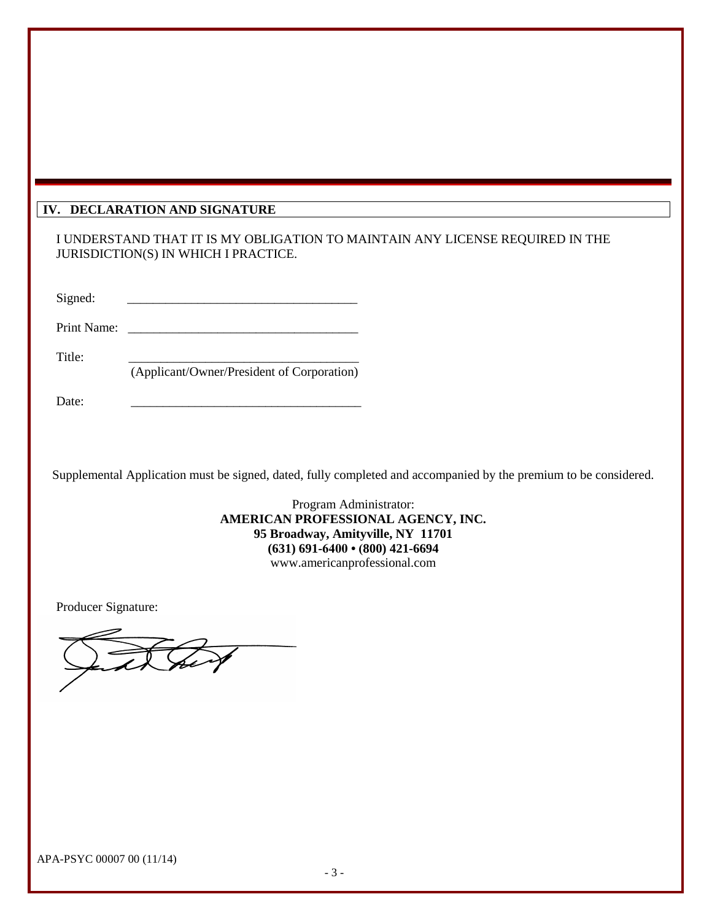## IV. DECLARATION AND SIGNATURE

I UNDERSTAND THAT IT IS MY OBLIGATION TO MAINTAIN ANY LICENSE REQUIRED IN THE JURISDICTION(S) IN WHICH I PRACTICE.

Signed: ____________________________________

Print Name: ____________________________________

Title: ____________________________________
(Applicant/Owner/President of Corporation)

Date: ____________________________________

Supplemental Application must be signed, dated, fully completed and accompanied by the premium to be considered.

Program Administrator:
**AMERICAN PROFESSIONAL AGENCY, INC.**
**95 Broadway, Amityville, NY 11701**
**(631) 691-6400 • (800) 421-6694**
www.americanprofessional.com

Producer Signature:

APA-PSYC 00007 00 (11/14)